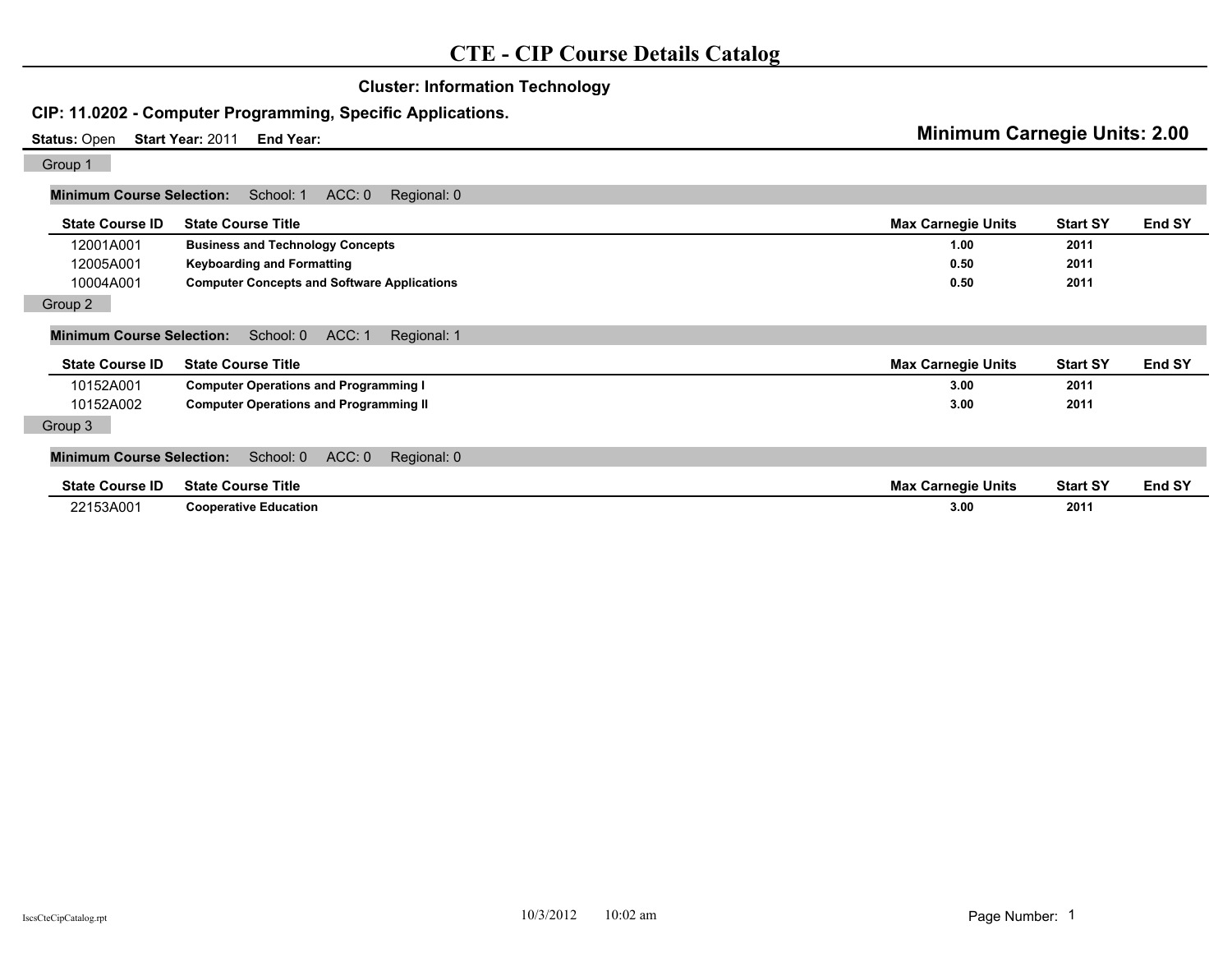# CTE - CIP Course Details Catalog

## Cluster: Information Technology

### CIP: 11.0202 - Computer Programming, Specific Applications.

**Status:** Open **Start Year:** 2011 **End Year:**

**Minimum Carnegie Units: 2.00**

#### Group 1

**Minimum Course Selection:** School: 1 ACC: 0 Regional: 0

| State Course ID | State Course Title | Max Carnegie Units | Start SY | End SY |
|---|---|---|---|---|
| 12001A001 | **Business and Technology Concepts** | **1.00** | **2011** | |
| 12005A001 | **Keyboarding and Formatting** | **0.50** | **2011** | |
| 10004A001 | **Computer Concepts and Software Applications** | **0.50** | **2011** | |

#### Group 2

**Minimum Course Selection:** School: 0 ACC: 1 Regional: 1

| State Course ID | State Course Title | Max Carnegie Units | Start SY | End SY |
|---|---|---|---|---|
| 10152A001 | **Computer Operations and Programming I** | **3.00** | **2011** | |
| 10152A002 | **Computer Operations and Programming II** | **3.00** | **2011** | |

#### Group 3

**Minimum Course Selection:** School: 0 ACC: 0 Regional: 0

| State Course ID | State Course Title | Max Carnegie Units | Start SY | End SY |
|---|---|---|---|---|
| 22153A001 | **Cooperative Education** | **3.00** | **2011** | |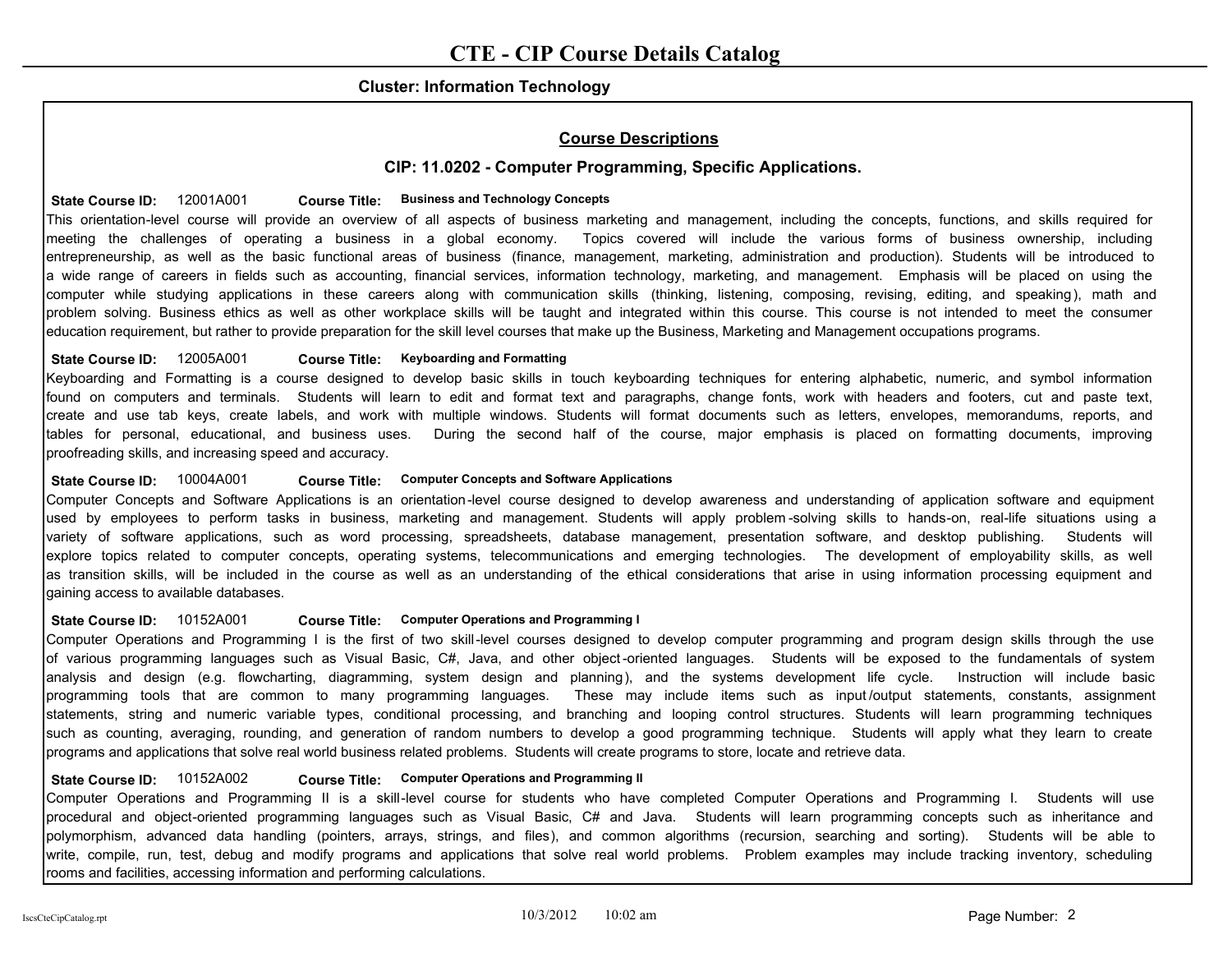# CTE - CIP Course Details Catalog

**Cluster: Information Technology**

## Course Descriptions

### CIP: 11.0202 - Computer Programming, Specific Applications.

**State Course ID:** 12001A001 **Course Title:** **Business and Technology Concepts**

This orientation-level course will provide an overview of all aspects of business marketing and management, including the concepts, functions, and skills required for meeting the challenges of operating a business in a global economy. Topics covered will include the various forms of business ownership, including entrepreneurship, as well as the basic functional areas of business (finance, management, marketing, administration and production). Students will be introduced to a wide range of careers in fields such as accounting, financial services, information technology, marketing, and management. Emphasis will be placed on using the computer while studying applications in these careers along with communication skills (thinking, listening, composing, revising, editing, and speaking), math and problem solving. Business ethics as well as other workplace skills will be taught and integrated within this course. This course is not intended to meet the consumer education requirement, but rather to provide preparation for the skill level courses that make up the Business, Marketing and Management occupations programs.

**State Course ID:** 12005A001 **Course Title:** **Keyboarding and Formatting**

Keyboarding and Formatting is a course designed to develop basic skills in touch keyboarding techniques for entering alphabetic, numeric, and symbol information found on computers and terminals. Students will learn to edit and format text and paragraphs, change fonts, work with headers and footers, cut and paste text, create and use tab keys, create labels, and work with multiple windows. Students will format documents such as letters, envelopes, memorandums, reports, and tables for personal, educational, and business uses. During the second half of the course, major emphasis is placed on formatting documents, improving proofreading skills, and increasing speed and accuracy.

**State Course ID:** 10004A001 **Course Title:** **Computer Concepts and Software Applications**

Computer Concepts and Software Applications is an orientation-level course designed to develop awareness and understanding of application software and equipment used by employees to perform tasks in business, marketing and management. Students will apply problem-solving skills to hands-on, real-life situations using a variety of software applications, such as word processing, spreadsheets, database management, presentation software, and desktop publishing. Students will explore topics related to computer concepts, operating systems, telecommunications and emerging technologies. The development of employability skills, as well as transition skills, will be included in the course as well as an understanding of the ethical considerations that arise in using information processing equipment and gaining access to available databases.

**State Course ID:** 10152A001 **Course Title:** **Computer Operations and Programming I**

Computer Operations and Programming I is the first of two skill-level courses designed to develop computer programming and program design skills through the use of various programming languages such as Visual Basic, C#, Java, and other object-oriented languages. Students will be exposed to the fundamentals of system analysis and design (e.g. flowcharting, diagramming, system design and planning), and the systems development life cycle. Instruction will include basic programming tools that are common to many programming languages. These may include items such as input/output statements, constants, assignment statements, string and numeric variable types, conditional processing, and branching and looping control structures. Students will learn programming techniques such as counting, averaging, rounding, and generation of random numbers to develop a good programming technique. Students will apply what they learn to create programs and applications that solve real world business related problems. Students will create programs to store, locate and retrieve data.

**State Course ID:** 10152A002 **Course Title:** **Computer Operations and Programming II**

Computer Operations and Programming II is a skill-level course for students who have completed Computer Operations and Programming I. Students will use procedural and object-oriented programming languages such as Visual Basic, C# and Java. Students will learn programming concepts such as inheritance and polymorphism, advanced data handling (pointers, arrays, strings, and files), and common algorithms (recursion, searching and sorting). Students will be able to write, compile, run, test, debug and modify programs and applications that solve real world problems. Problem examples may include tracking inventory, scheduling rooms and facilities, accessing information and performing calculations.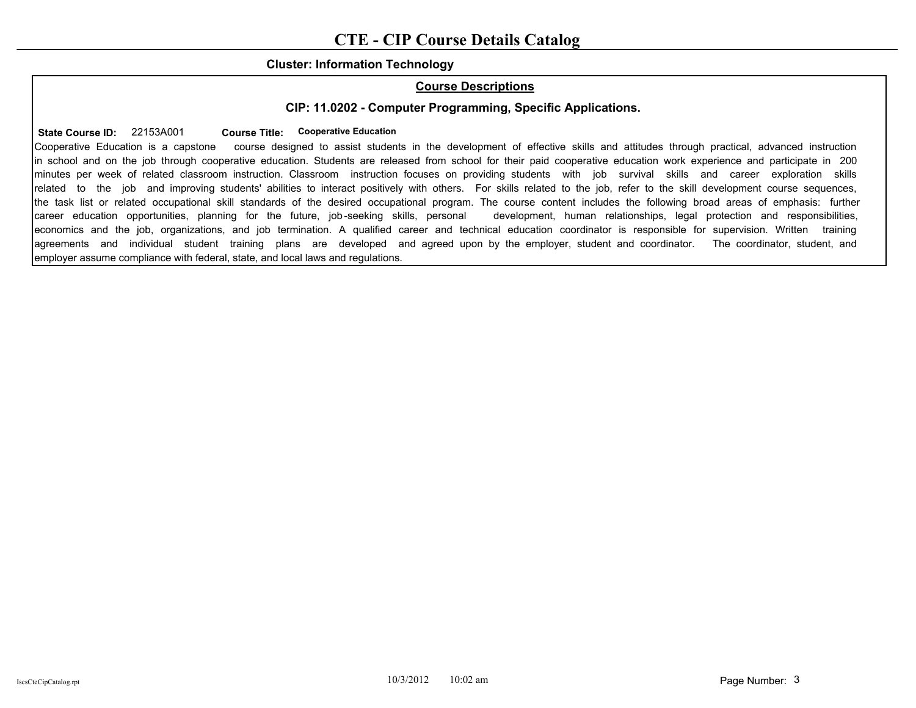# CTE - CIP Course Details Catalog

**Cluster: Information Technology**

## Course Descriptions

### CIP: 11.0202 - Computer Programming, Specific Applications.

**State Course ID:** 22153A001 **Course Title:** **Cooperative Education**

Cooperative Education is a capstone course designed to assist students in the development of effective skills and attitudes through practical, advanced instruction in school and on the job through cooperative education. Students are released from school for their paid cooperative education work experience and participate in 200 minutes per week of related classroom instruction. Classroom instruction focuses on providing students with job survival skills and career exploration skills related to the job and improving students' abilities to interact positively with others. For skills related to the job, refer to the skill development course sequences, the task list or related occupational skill standards of the desired occupational program. The course content includes the following broad areas of emphasis: further career education opportunities, planning for the future, job-seeking skills, personal development, human relationships, legal protection and responsibilities, economics and the job, organizations, and job termination. A qualified career and technical education coordinator is responsible for supervision. Written training agreements and individual student training plans are developed and agreed upon by the employer, student and coordinator. The coordinator, student, and employer assume compliance with federal, state, and local laws and regulations.